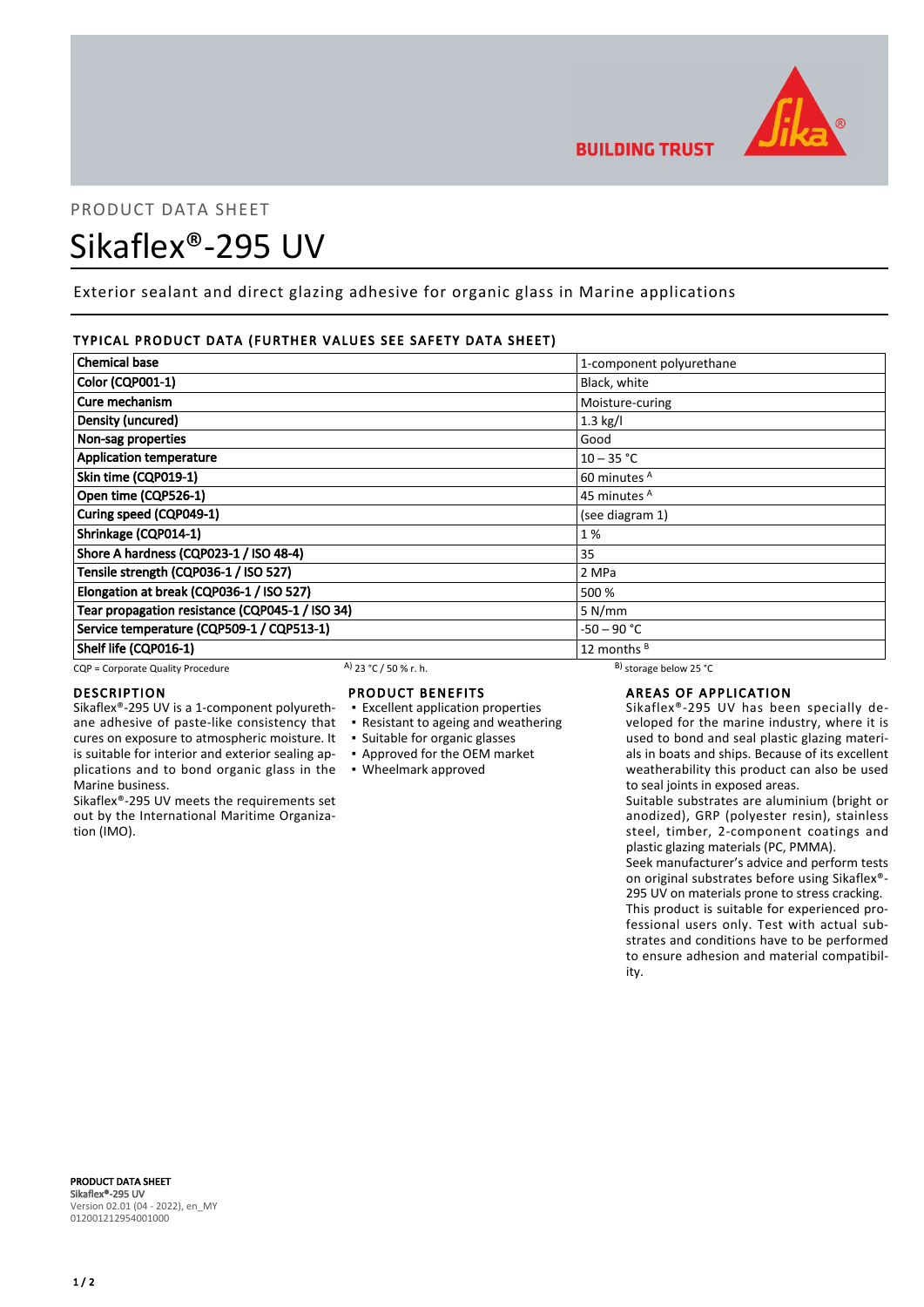PRODUCT DATA SHEET

# Sikaflex®-295 UV

Exterior sealant and direct glazing adhesive for organic glass in Marine applications

## TYPICAL PRODUCT DATA (FURTHER VALUES SEE SAFETY DATA SHEET)

| Property | Value |
|---|---|
| **Chemical base** | 1-component polyurethane |
| **Color (CQP001-1)** | Black, white |
| **Cure mechanism** | Moisture-curing |
| **Density (uncured)** | 1.3 kg/l |
| **Non-sag properties** | Good |
| **Application temperature** | 10 – 35 °C |
| **Skin time (CQP019-1)** | 60 minutes [A] |
| **Open time (CQP526-1)** | 45 minutes [A] |
| **Curing speed (CQP049-1)** | (see diagram 1) |
| **Shrinkage (CQP014-1)** | 1 % |
| **Shore A hardness (CQP023-1 / ISO 48-4)** | 35 |
| **Tensile strength (CQP036-1 / ISO 527)** | 2 MPa |
| **Elongation at break (CQP036-1 / ISO 527)** | 500 % |
| **Tear propagation resistance (CQP045-1 / ISO 34)** | 5 N/mm |
| **Service temperature (CQP509-1 / CQP513-1)** | -50 – 90 °C |
| **Shelf life (CQP016-1)** | 12 months [B] |

CQP = Corporate Quality Procedure    [A] 23 °C / 50 % r. h.    [B] storage below 25 °C

## DESCRIPTION

Sikaflex®-295 UV is a 1-component polyurethane adhesive of paste-like consistency that cures on exposure to atmospheric moisture. It is suitable for interior and exterior sealing applications and to bond organic glass in the Marine business.

Sikaflex®-295 UV meets the requirements set out by the International Maritime Organization (IMO).

## PRODUCT BENEFITS

- Excellent application properties
- Resistant to ageing and weathering
- Suitable for organic glasses
- Approved for the OEM market
- Wheelmark approved

## AREAS OF APPLICATION

Sikaflex®-295 UV has been specially developed for the marine industry, where it is used to bond and seal plastic glazing materials in boats and ships. Because of its excellent weatherability this product can also be used to seal joints in exposed areas.

Suitable substrates are aluminium (bright or anodized), GRP (polyester resin), stainless steel, timber, 2-component coatings and plastic glazing materials (PC, PMMA).

Seek manufacturer's advice and perform tests on original substrates before using Sikaflex®-295 UV on materials prone to stress cracking.

This product is suitable for experienced professional users only. Test with actual substrates and conditions have to be performed to ensure adhesion and material compatibility.

**PRODUCT DATA SHEET**
**Sikaflex®-295 UV**
Version 02.01 (04 - 2022), en_MY
012001212954001000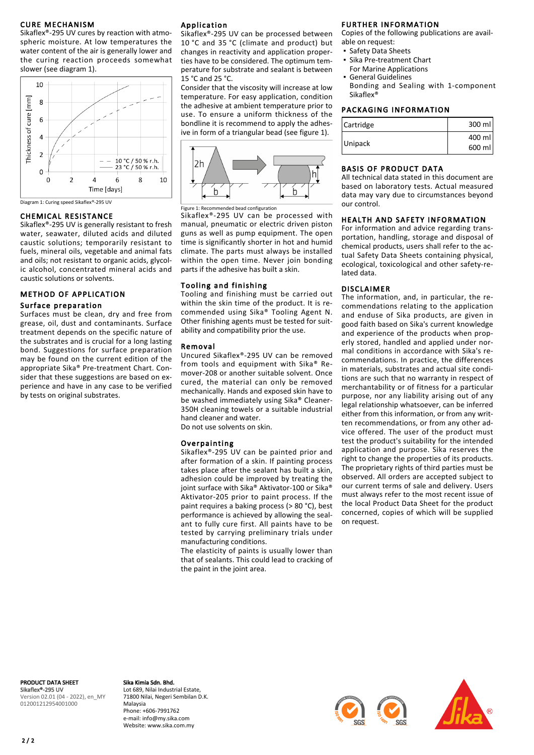## CURE MECHANISM

Sikaflex®-295 UV cures by reaction with atmospheric moisture. At low temperatures the water content of the air is generally lower and the curing reaction proceeds somewhat slower (see diagram 1).

Thickness of cure [mm]
10
8
6
4
2
0
0 2 4 6 8 10
Time [days]
10 °C / 50 % r.h.
23 °C / 50 % r.h.

Diagram 1: Curing speed Sikaflex®-295 UV

## CHEMICAL RESISTANCE

Sikaflex®-295 UV is generally resistant to fresh water, seawater, diluted acids and diluted caustic solutions; temporarily resistant to fuels, mineral oils, vegetable and animal fats and oils; not resistant to organic acids, glycolic alcohol, concentrated mineral acids and caustic solutions or solvents.

## METHOD OF APPLICATION

### Surface preparation

Surfaces must be clean, dry and free from grease, oil, dust and contaminants. Surface treatment depends on the specific nature of the substrates and is crucial for a long lasting bond. Suggestions for surface preparation may be found on the current edition of the appropriate Sika® Pre-treatment Chart. Consider that these suggestions are based on experience and have in any case to be verified by tests on original substrates.

### Application

Sikaflex®-295 UV can be processed between 10 °C and 35 °C (climate and product) but changes in reactivity and application properties have to be considered. The optimum temperature for substrate and sealant is between 15 °C and 25 °C.

Consider that the viscosity will increase at low temperature. For easy application, condition the adhesive at ambient temperature prior to use. To ensure a uniform thickness of the bondline it is recommend to apply the adhesive in form of a triangular bead (see figure 1).

2h
b
h
b

Figure 1: Recommended bead configuration

Sikaflex®-295 UV can be processed with manual, pneumatic or electric driven piston guns as well as pump equipment. The open time is significantly shorter in hot and humid climate. The parts must always be installed within the open time. Never join bonding parts if the adhesive has built a skin.

### Tooling and finishing

Tooling and finishing must be carried out within the skin time of the product. It is recommended using Sika® Tooling Agent N. Other finishing agents must be tested for suitability and compatibility prior the use.

### Removal

Uncured Sikaflex®-295 UV can be removed from tools and equipment with Sika® Remover-208 or another suitable solvent. Once cured, the material can only be removed mechanically. Hands and exposed skin have to be washed immediately using Sika® Cleaner-350H cleaning towels or a suitable industrial hand cleaner and water.

Do not use solvents on skin.

### Overpainting

Sikaflex®-295 UV can be painted prior and after formation of a skin. If painting process takes place after the sealant has built a skin, adhesion could be improved by treating the joint surface with Sika® Aktivator-100 or Sika® Aktivator-205 prior to paint process. If the paint requires a baking process (> 80 °C), best performance is achieved by allowing the sealant to fully cure first. All paints have to be tested by carrying preliminary trials under manufacturing conditions.

The elasticity of paints is usually lower than that of sealants. This could lead to cracking of the paint in the joint area.

## FURTHER INFORMATION

Copies of the following publications are available on request:

- Safety Data Sheets
- Sika Pre-treatment Chart For Marine Applications
- General Guidelines Bonding and Sealing with 1-component Sikaflex®

## PACKAGING INFORMATION

| | |
|---|---|
| Cartridge | 300 ml |
| Unipack | 400 ml<br>600 ml |

## BASIS OF PRODUCT DATA

All technical data stated in this document are based on laboratory tests. Actual measured data may vary due to circumstances beyond our control.

## HEALTH AND SAFETY INFORMATION

For information and advice regarding transportation, handling, storage and disposal of chemical products, users shall refer to the actual Safety Data Sheets containing physical, ecological, toxicological and other safety-related data.

## DISCLAIMER

The information, and, in particular, the recommendations relating to the application and enduse of Sika products, are given in good faith based on Sika's current knowledge and experience of the products when properly stored, handled and applied under normal conditions in accordance with Sika's recommendations. In practice, the differences in materials, substrates and actual site conditions are such that no warranty in respect of merchantability or of fitness for a particular purpose, nor any liability arising out of any legal relationship whatsoever, can be inferred either from this information, or from any written recommendations, or from any other advice offered. The user of the product must test the product's suitability for the intended application and purpose. Sika reserves the right to change the properties of its products. The proprietary rights of third parties must be observed. All orders are accepted subject to our current terms of sale and delivery. Users must always refer to the most recent issue of the local Product Data Sheet for the product concerned, copies of which will be supplied on request.

**PRODUCT DATA SHEET**
**Sikaflex®-295 UV**
Version 02.01 (04 - 2022), en_MY
012001212954001000

**Sika Kimia Sdn. Bhd.**
Lot 689, Nilai Industrial Estate,
71800 Nilai, Negeri Sembilan D.K.
Malaysia
Phone: +606-7991762
e-mail: info@my.sika.com
Website: www.sika.com.my